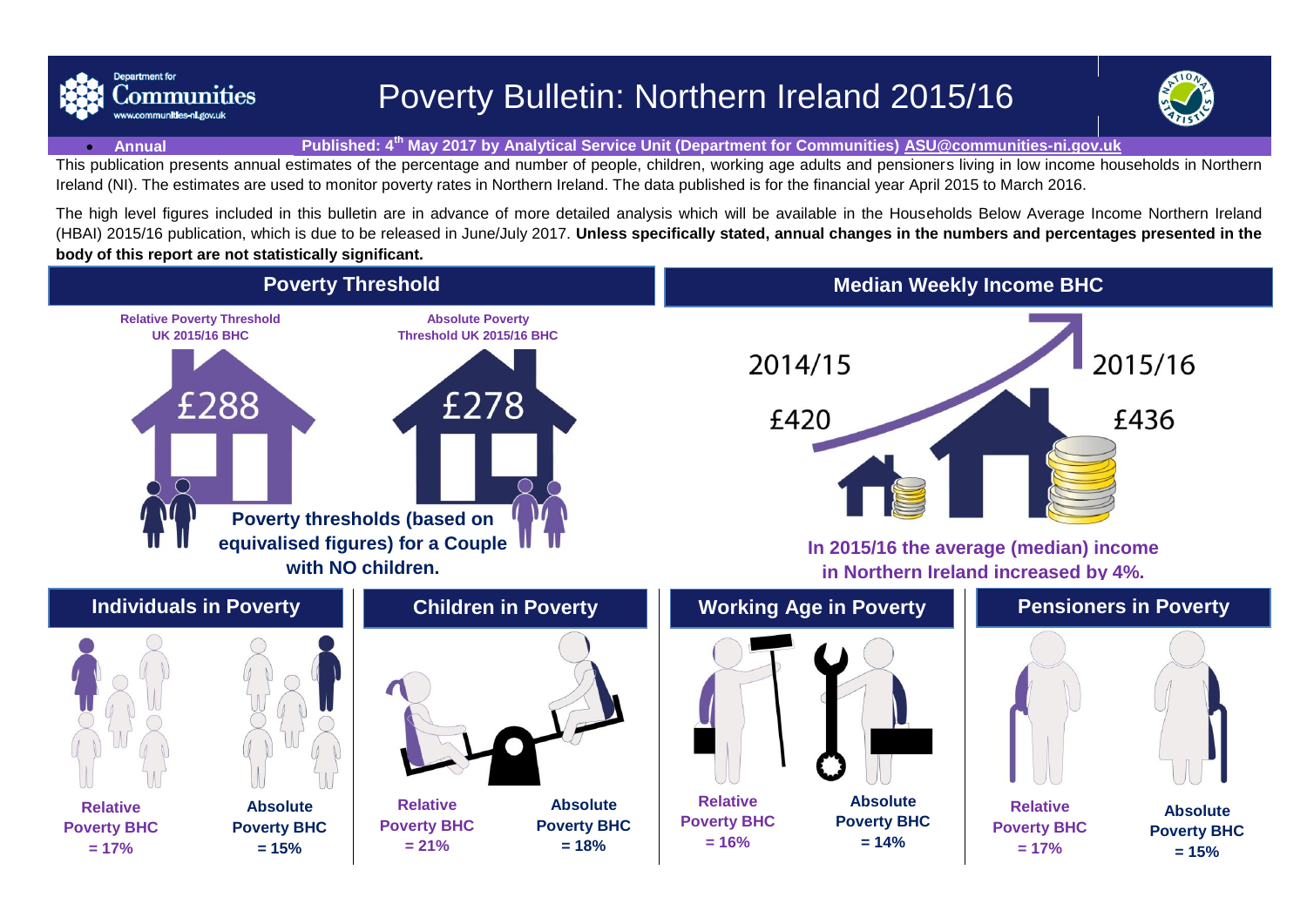# Poverty Bulletin: Northern Ireland 2015/16

- **Annual**

**Published: 4th May 2017 by Analytical Service Unit (Department for Communities) ASU@communities-ni.gov.uk**

This publication presents annual estimates of the percentage and number of people, children, working age adults and pensioners living in low income households in Northern Ireland (NI). The estimates are used to monitor poverty rates in Northern Ireland. The data published is for the financial year April 2015 to March 2016.

The high level figures included in this bulletin are in advance of more detailed analysis which will be available in the Households Below Average Income Northern Ireland (HBAI) 2015/16 publication, which is due to be released in June/July 2017. **Unless specifically stated, annual changes in the numbers and percentages presented in the body of this report are not statistically significant.**

## Poverty Threshold

**Relative Poverty Threshold UK 2015/16 BHC**

£288

**Absolute Poverty Threshold UK 2015/16 BHC**

£278

**Poverty thresholds (based on equivalised figures) for a Couple with NO children.**

## Median Weekly Income BHC

2014/15 £420

2015/16 £436

**In 2015/16 the average (median) income in Northern Ireland increased by 4%.**

## Individuals in Poverty

**Relative Poverty BHC = 17%**

**Absolute Poverty BHC = 15%**

## Children in Poverty

**Relative Poverty BHC = 21%**

**Absolute Poverty BHC = 18%**

## Working Age in Poverty

**Relative Poverty BHC = 16%**

**Absolute Poverty BHC = 14%**

## Pensioners in Poverty

**Relative Poverty BHC = 17%**

**Absolute Poverty BHC = 15%**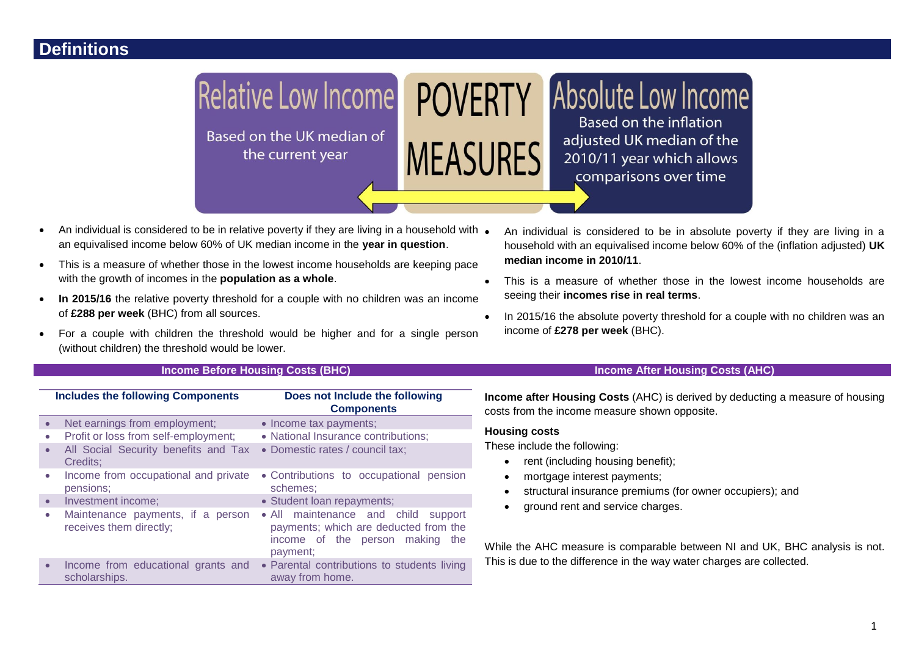# Definitions

**Relative Low Income**

Based on the UK median of the current year

**POVERTY MEASURES**

**Absolute Low Income**

Based on the inflation adjusted UK median of the 2010/11 year which allows comparisons over time

- An individual is considered to be in relative poverty if they are living in a household with an equivalised income below 60% of UK median income in the **year in question**.
- This is a measure of whether those in the lowest income households are keeping pace with the growth of incomes in the **population as a whole**.
- **In 2015/16** the relative poverty threshold for a couple with no children was an income of **£288 per week** (BHC) from all sources.
- For a couple with children the threshold would be higher and for a single person (without children) the threshold would be lower.

- An individual is considered to be in absolute poverty if they are living in a household with an equivalised income below 60% of the (inflation adjusted) **UK median income in 2010/11**.
- This is a measure of whether those in the lowest income households are seeing their **incomes rise in real terms**.
- In 2015/16 the absolute poverty threshold for a couple with no children was an income of **£278 per week** (BHC).

## Income Before Housing Costs (BHC)

| Includes the following Components | Does not Include the following Components |
|---|---|
| Net earnings from employment; | Income tax payments; |
| Profit or loss from self-employment; | National Insurance contributions; |
| All Social Security benefits and Tax Credits; | Domestic rates / council tax; |
| Income from occupational and private pensions; | Contributions to occupational pension schemes; |
| Investment income; | Student loan repayments; |
| Maintenance payments, if a person receives them directly; | All maintenance and child support payments; which are deducted from the income of the person making the payment; |
| Income from educational grants and scholarships. | Parental contributions to students living away from home. |

## Income After Housing Costs (AHC)

**Income after Housing Costs** (AHC) is derived by deducting a measure of housing costs from the income measure shown opposite.

**Housing costs**

These include the following:

- rent (including housing benefit);
- mortgage interest payments;
- structural insurance premiums (for owner occupiers); and
- ground rent and service charges.

While the AHC measure is comparable between NI and UK, BHC analysis is not. This is due to the difference in the way water charges are collected.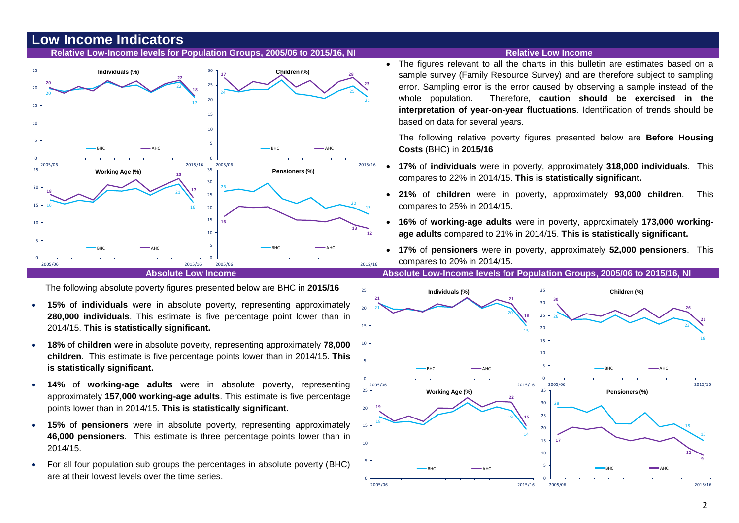# Low Income Indicators

## Relative Low-Income levels for Population Groups, 2005/06 to 2015/16, NI

## Relative Low Income

- The figures relevant to all the charts in this bulletin are estimates based on a sample survey (Family Resource Survey) and are therefore subject to sampling error. Sampling error is the error caused by observing a sample instead of the whole population. Therefore, **caution should be exercised in the interpretation of year-on-year fluctuations**. Identification of trends should be based on data for several years.

  The following relative poverty figures presented below are **Before Housing Costs** (BHC) in **2015/16**

- **17%** of **individuals** were in poverty, approximately **318,000 individuals**. This compares to 22% in 2014/15. **This is statistically significant.**
- **21%** of **children** were in poverty, approximately **93,000 children**. This compares to 25% in 2014/15.
- **16%** of **working-age adults** were in poverty, approximately **173,000 working-age adults** compared to 21% in 2014/15. **This is statistically significant.**
- **17%** of **pensioners** were in poverty, approximately **52,000 pensioners**. This compares to 20% in 2014/15.

## Absolute Low Income

The following absolute poverty figures presented below are BHC in **2015/16**

- **15%** of **individuals** were in absolute poverty, representing approximately **280,000 individuals**. This estimate is five percentage point lower than in 2014/15. **This is statistically significant.**
- **18%** of **children** were in absolute poverty, representing approximately **78,000 children**. This estimate is five percentage points lower than in 2014/15. **This is statistically significant.**
- **14%** of **working-age adults** were in absolute poverty, representing approximately **157,000 working-age adults**. This estimate is five percentage points lower than in 2014/15. **This is statistically significant.**
- **15%** of **pensioners** were in absolute poverty, representing approximately **46,000 pensioners**. This estimate is three percentage points lower than in 2014/15.
- For all four population sub groups the percentages in absolute poverty (BHC) are at their lowest levels over the time series.

## Absolute Low-Income levels for Population Groups, 2005/06 to 2015/16, NI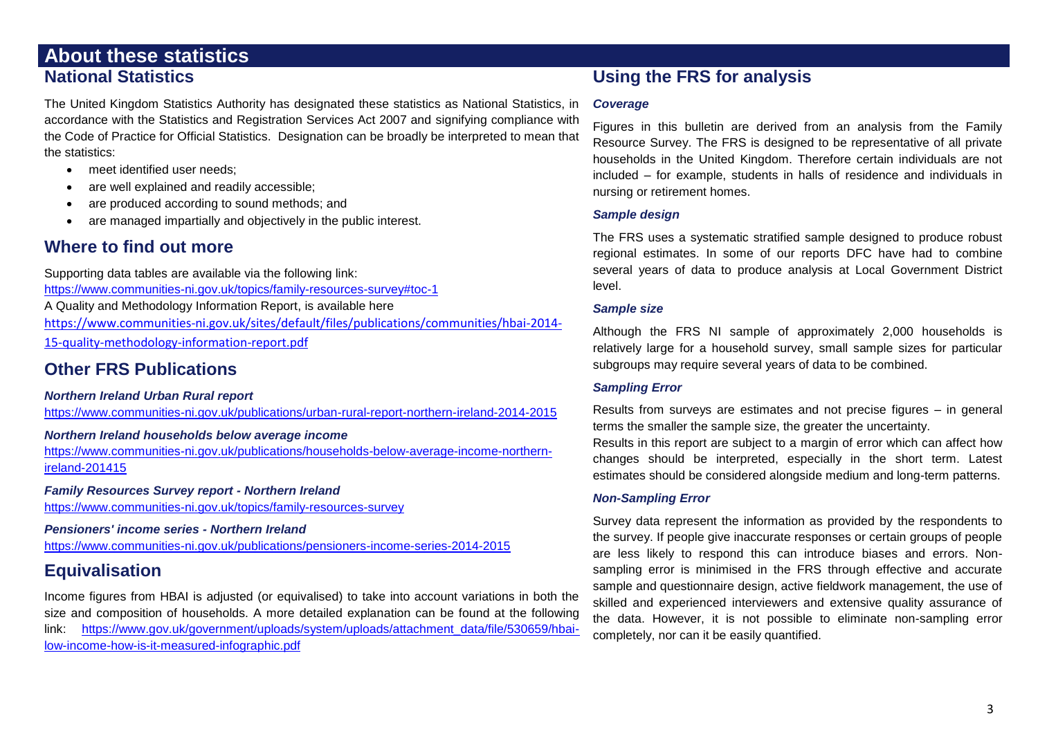# About these statistics

## National Statistics

The United Kingdom Statistics Authority has designated these statistics as National Statistics, in accordance with the Statistics and Registration Services Act 2007 and signifying compliance with the Code of Practice for Official Statistics. Designation can be broadly be interpreted to mean that the statistics:

- meet identified user needs;
- are well explained and readily accessible;
- are produced according to sound methods; and
- are managed impartially and objectively in the public interest.

## Where to find out more

Supporting data tables are available via the following link:
https://www.communities-ni.gov.uk/topics/family-resources-survey#toc-1
A Quality and Methodology Information Report, is available here
https://www.communities-ni.gov.uk/sites/default/files/publications/communities/hbai-2014-15-quality-methodology-information-report.pdf

## Other FRS Publications

***Northern Ireland Urban Rural report***
https://www.communities-ni.gov.uk/publications/urban-rural-report-northern-ireland-2014-2015

***Northern Ireland households below average income***
https://www.communities-ni.gov.uk/publications/households-below-average-income-northern-ireland-201415

***Family Resources Survey report - Northern Ireland***
https://www.communities-ni.gov.uk/topics/family-resources-survey

***Pensioners' income series - Northern Ireland***
https://www.communities-ni.gov.uk/publications/pensioners-income-series-2014-2015

## Equivalisation

Income figures from HBAI is adjusted (or equivalised) to take into account variations in both the size and composition of households. A more detailed explanation can be found at the following link: https://www.gov.uk/government/uploads/system/uploads/attachment_data/file/530659/hbai-low-income-how-is-it-measured-infographic.pdf

## Using the FRS for analysis

***Coverage***

Figures in this bulletin are derived from an analysis from the Family Resource Survey. The FRS is designed to be representative of all private households in the United Kingdom. Therefore certain individuals are not included – for example, students in halls of residence and individuals in nursing or retirement homes.

***Sample design***

The FRS uses a systematic stratified sample designed to produce robust regional estimates. In some of our reports DFC have had to combine several years of data to produce analysis at Local Government District level.

***Sample size***

Although the FRS NI sample of approximately 2,000 households is relatively large for a household survey, small sample sizes for particular subgroups may require several years of data to be combined.

***Sampling Error***

Results from surveys are estimates and not precise figures – in general terms the smaller the sample size, the greater the uncertainty.
Results in this report are subject to a margin of error which can affect how changes should be interpreted, especially in the short term. Latest estimates should be considered alongside medium and long-term patterns.

***Non-Sampling Error***

Survey data represent the information as provided by the respondents to the survey. If people give inaccurate responses or certain groups of people are less likely to respond this can introduce biases and errors. Non-sampling error is minimised in the FRS through effective and accurate sample and questionnaire design, active fieldwork management, the use of skilled and experienced interviewers and extensive quality assurance of the data. However, it is not possible to eliminate non-sampling error completely, nor can it be easily quantified.